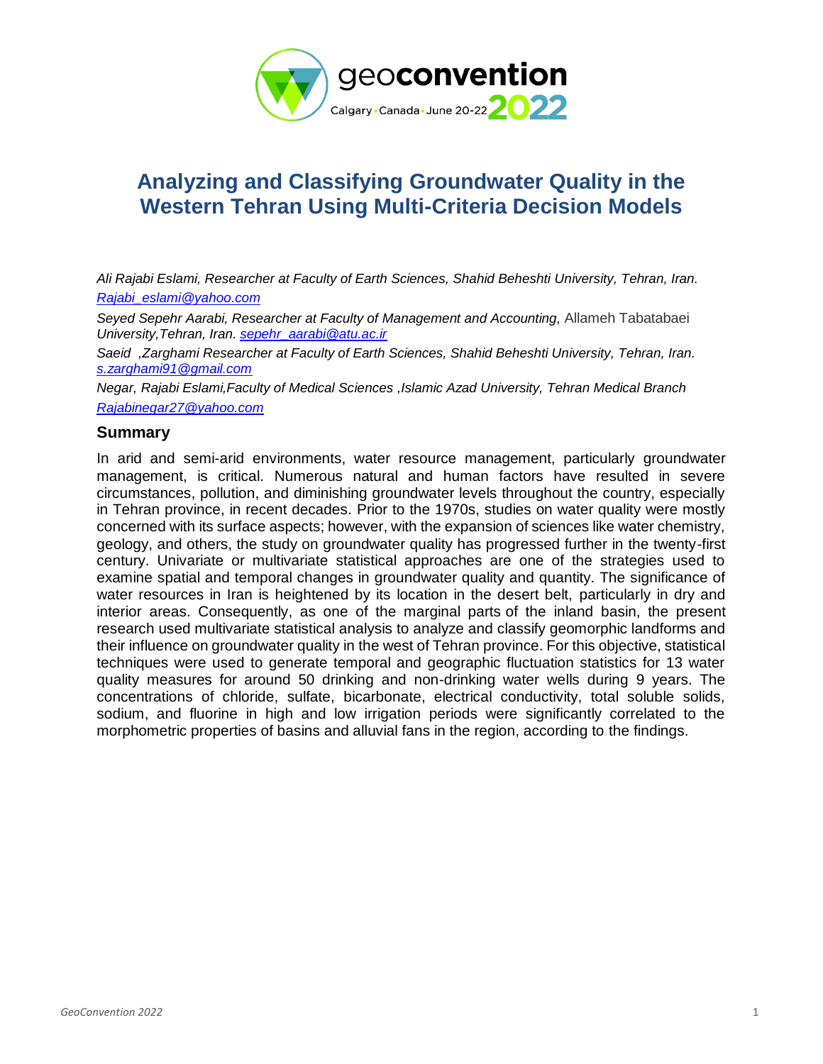# Analyzing and Classifying Groundwater Quality in the Western Tehran Using Multi-Criteria Decision Models

*Ali Rajabi Eslami, Researcher at Faculty of Earth Sciences, Shahid Beheshti University, Tehran, Iran.* *Rajabi_eslami@yahoo.com*

*Seyed Sepehr Aarabi, Researcher at Faculty of Management and Accounting,* Allameh Tabatabaei *University,Tehran, Iran. sepehr_aarabi@atu.ac.ir*

*Saeid ,Zarghami Researcher at Faculty of Earth Sciences, Shahid Beheshti University, Tehran, Iran. s.zarghami91@gmail.com*

*Negar, Rajabi Eslami,Faculty of Medical Sciences ,Islamic Azad University, Tehran Medical Branch* *Rajabinegar27@yahoo.com*

## Summary

In arid and semi-arid environments, water resource management, particularly groundwater management, is critical. Numerous natural and human factors have resulted in severe circumstances, pollution, and diminishing groundwater levels throughout the country, especially in Tehran province, in recent decades. Prior to the 1970s, studies on water quality were mostly concerned with its surface aspects; however, with the expansion of sciences like water chemistry, geology, and others, the study on groundwater quality has progressed further in the twenty-first century. Univariate or multivariate statistical approaches are one of the strategies used to examine spatial and temporal changes in groundwater quality and quantity. The significance of water resources in Iran is heightened by its location in the desert belt, particularly in dry and interior areas. Consequently, as one of the marginal parts of the inland basin, the present research used multivariate statistical analysis to analyze and classify geomorphic landforms and their influence on groundwater quality in the west of Tehran province. For this objective, statistical techniques were used to generate temporal and geographic fluctuation statistics for 13 water quality measures for around 50 drinking and non-drinking water wells during 9 years. The concentrations of chloride, sulfate, bicarbonate, electrical conductivity, total soluble solids, sodium, and fluorine in high and low irrigation periods were significantly correlated to the morphometric properties of basins and alluvial fans in the region, according to the findings.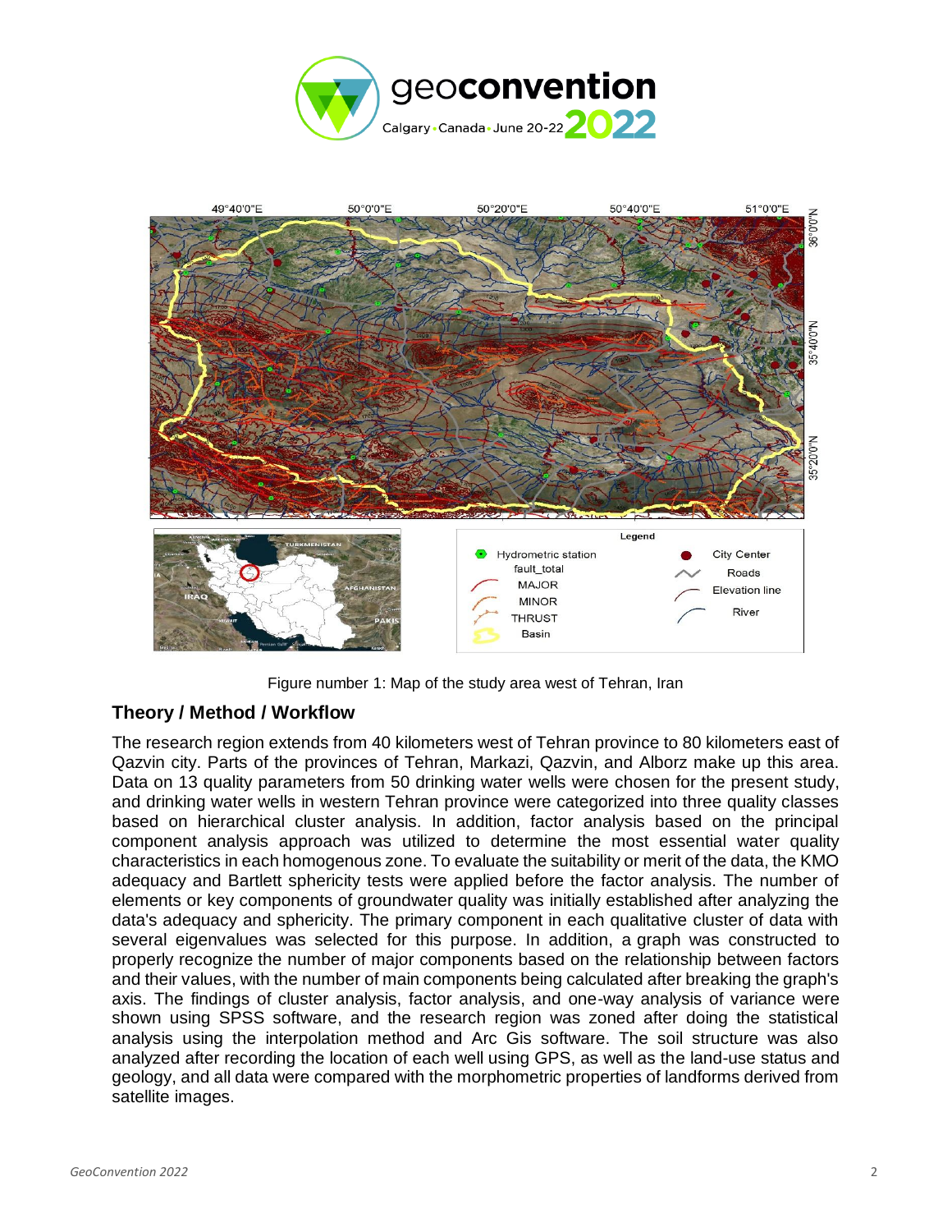Figure number 1: Map of the study area west of Tehran, Iran

## Theory / Method / Workflow

The research region extends from 40 kilometers west of Tehran province to 80 kilometers east of Qazvin city. Parts of the provinces of Tehran, Markazi, Qazvin, and Alborz make up this area. Data on 13 quality parameters from 50 drinking water wells were chosen for the present study, and drinking water wells in western Tehran province were categorized into three quality classes based on hierarchical cluster analysis. In addition, factor analysis based on the principal component analysis approach was utilized to determine the most essential water quality characteristics in each homogenous zone. To evaluate the suitability or merit of the data, the KMO adequacy and Bartlett sphericity tests were applied before the factor analysis. The number of elements or key components of groundwater quality was initially established after analyzing the data's adequacy and sphericity. The primary component in each qualitative cluster of data with several eigenvalues was selected for this purpose. In addition, a graph was constructed to properly recognize the number of major components based on the relationship between factors and their values, with the number of main components being calculated after breaking the graph's axis. The findings of cluster analysis, factor analysis, and one-way analysis of variance were shown using SPSS software, and the research region was zoned after doing the statistical analysis using the interpolation method and Arc Gis software. The soil structure was also analyzed after recording the location of each well using GPS, as well as the land-use status and geology, and all data were compared with the morphometric properties of landforms derived from satellite images.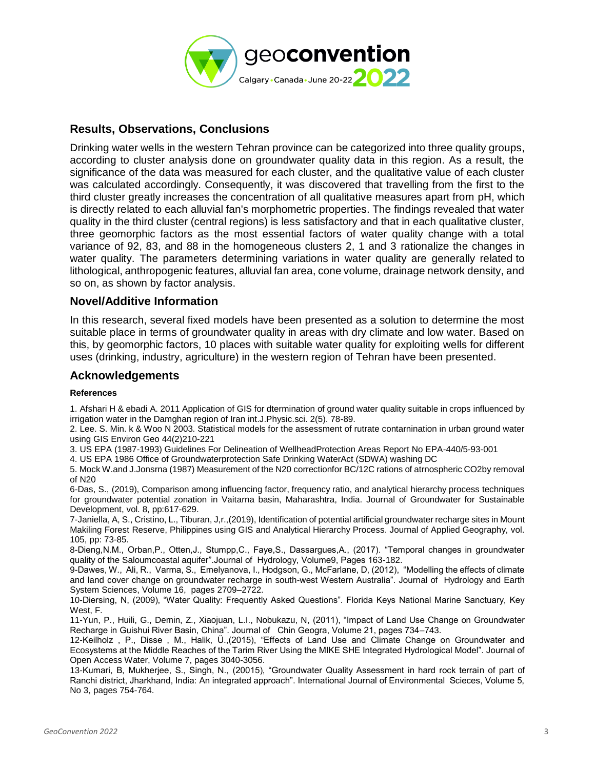## Results, Observations, Conclusions

Drinking water wells in the western Tehran province can be categorized into three quality groups, according to cluster analysis done on groundwater quality data in this region. As a result, the significance of the data was measured for each cluster, and the qualitative value of each cluster was calculated accordingly. Consequently, it was discovered that travelling from the first to the third cluster greatly increases the concentration of all qualitative measures apart from pH, which is directly related to each alluvial fan's morphometric properties. The findings revealed that water quality in the third cluster (central regions) is less satisfactory and that in each qualitative cluster, three geomorphic factors as the most essential factors of water quality change with a total variance of 92, 83, and 88 in the homogeneous clusters 2, 1 and 3 rationalize the changes in water quality. The parameters determining variations in water quality are generally related to lithological, anthropogenic features, alluvial fan area, cone volume, drainage network density, and so on, as shown by factor analysis.

## Novel/Additive Information

In this research, several fixed models have been presented as a solution to determine the most suitable place in terms of groundwater quality in areas with dry climate and low water. Based on this, by geomorphic factors, 10 places with suitable water quality for exploiting wells for different uses (drinking, industry, agriculture) in the western region of Tehran have been presented.

## Acknowledgements

**References**

1. Afshari H & ebadi A. 2011 Application of GIS for dtermination of ground water quality suitable in crops influenced by irrigation water in the Damghan region of Iran int.J.Physic.sci. 2(5). 78-89.
2. Lee. S. Min. k & Woo N 2003. Statistical models for the assessment of rutrate contarnination in urban ground water using GIS Environ Geo 44(2)210-221
3. US EPA (1987-1993) Guidelines For Delineation of WellheadProtection Areas Report No EPA-440/5-93-001
4. US EPA 1986 Office of Groundwaterprotection Safe Drinking WaterAct (SDWA) washing DC
5. Mock W.and J.Jonsrna (1987) Measurement of the N20 correctionfor BC/12C rations of atrnospheric CO2by removal of N20

6-Das, S., (2019), Comparison among influencing factor, frequency ratio, and analytical hierarchy process techniques for groundwater potential zonation in Vaitarna basin, Maharashtra, India. Journal of Groundwater for Sustainable Development, vol. 8, pp:617-629.

7-Janiella, A, S., Cristino, L., Tiburan, J,r.,(2019), Identification of potential artificial groundwater recharge sites in Mount Makiling Forest Reserve, Philippines using GIS and Analytical Hierarchy Process. Journal of Applied Geography, vol. 105, pp: 73-85.

8-Dieng,N.M., Orban,P., Otten,J., Stumpp,C., Faye,S., Dassargues,A., (2017). "Temporal changes in groundwater quality of the Saloumcoastal aquifer".Journal of Hydrology, Volume9, Pages 163-182.

9-Dawes, W., Ali, R., Varma, S., Emelyanova, I., Hodgson, G., McFarlane, D, (2012), "Modelling the effects of climate and land cover change on groundwater recharge in south-west Western Australia". Journal of Hydrology and Earth System Sciences, Volume 16, pages 2709–2722.

10-Diersing, N, (2009), "Water Quality: Frequently Asked Questions". Florida Keys National Marine Sanctuary, Key West, F.

11-Yun, P., Huili, G., Demin, Z., Xiaojuan, L.I., Nobukazu, N, (2011), "Impact of Land Use Change on Groundwater Recharge in Guishui River Basin, China". Journal of Chin Geogra, Volume 21, pages 734–743.

12-Keilholz , P., Disse , M., Halik, Ü.,(2015), "Effects of Land Use and Climate Change on Groundwater and Ecosystems at the Middle Reaches of the Tarim River Using the MIKE SHE Integrated Hydrological Model". Journal of Open Access Water, Volume 7, pages 3040-3056.

13-Kumari, B, Mukherjee, S., Singh, N., (20015), "Groundwater Quality Assessment in hard rock terrain of part of Ranchi district, Jharkhand, India: An integrated approach". International Journal of Environmental Scieces, Volume 5, No 3, pages 754-764.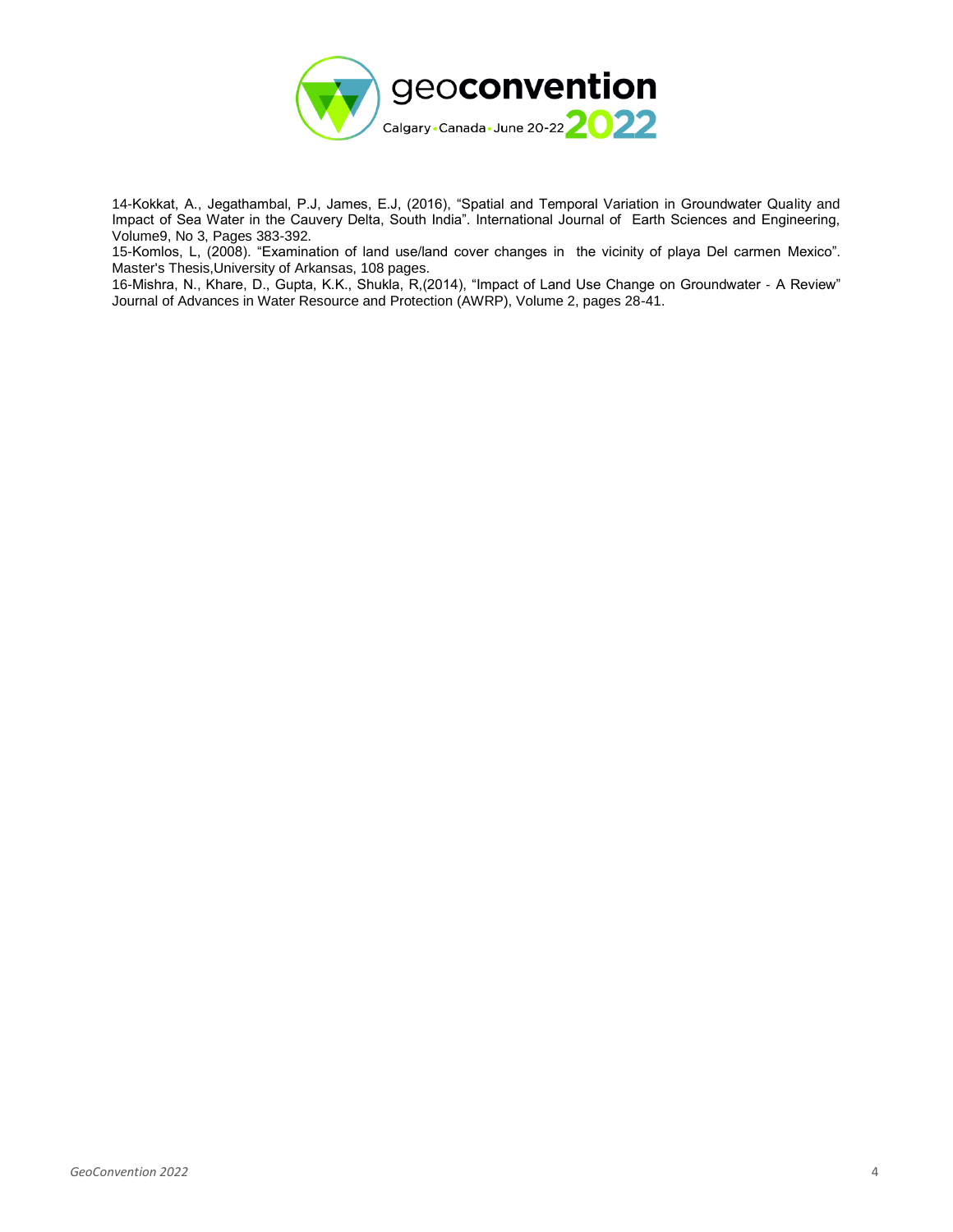14-Kokkat, A., Jegathambal, P.J, James, E.J, (2016), "Spatial and Temporal Variation in Groundwater Quality and Impact of Sea Water in the Cauvery Delta, South India". International Journal of Earth Sciences and Engineering, Volume9, No 3, Pages 383-392.

15-Komlos, L, (2008). "Examination of land use/land cover changes in the vicinity of playa Del carmen Mexico". Master's Thesis,University of Arkansas, 108 pages.

16-Mishra, N., Khare, D., Gupta, K.K., Shukla, R,(2014), "Impact of Land Use Change on Groundwater - A Review" Journal of Advances in Water Resource and Protection (AWRP), Volume 2, pages 28-41.